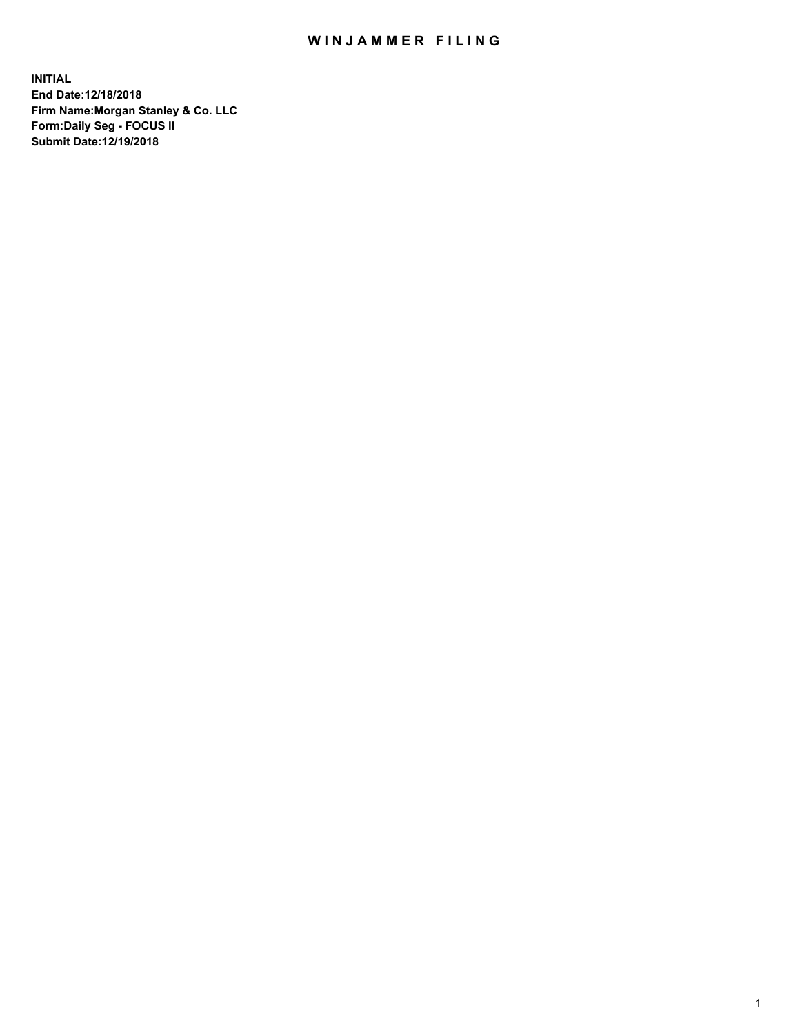# WINJAMMER FILING

**INITIAL**
**End Date:12/18/2018**
**Firm Name:Morgan Stanley & Co. LLC**
**Form:Daily Seg - FOCUS II**
**Submit Date:12/19/2018**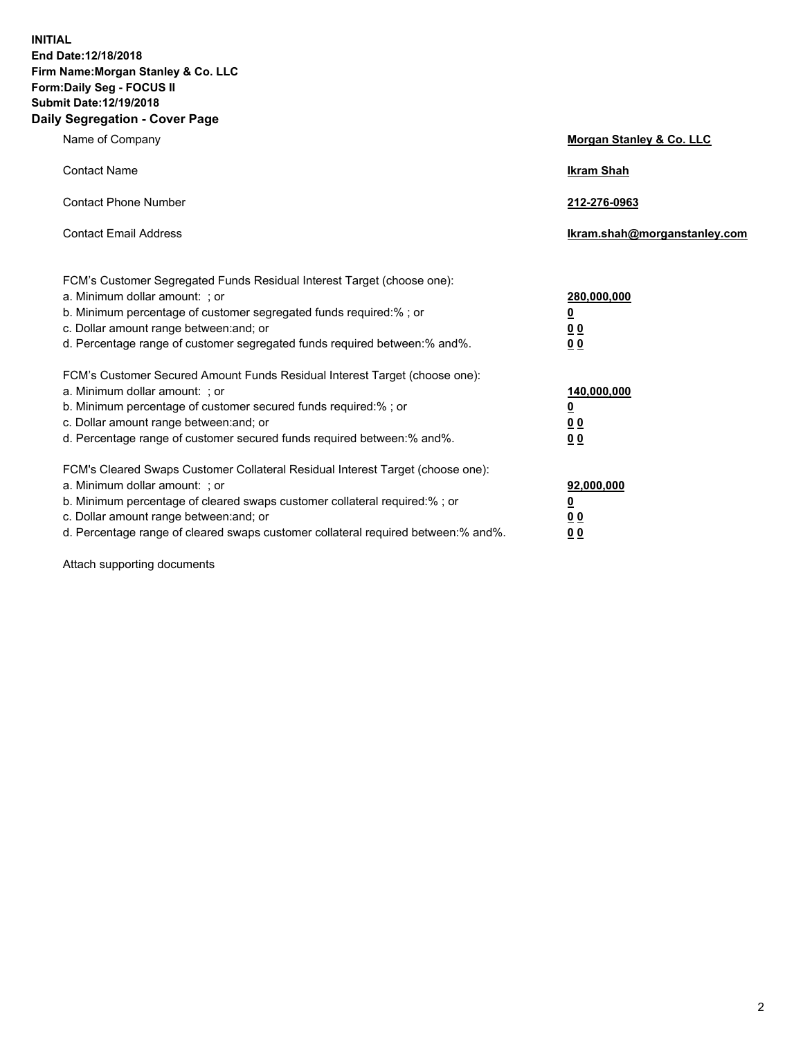**INITIAL**
**End Date:12/18/2018**
**Firm Name:Morgan Stanley & Co. LLC**
**Form:Daily Seg - FOCUS II**
**Submit Date:12/19/2018**
**Daily Segregation - Cover Page**

| | |
|---|---|
| Name of Company | **Morgan Stanley & Co. LLC** |
| Contact Name | **Ikram Shah** |
| Contact Phone Number | **212-276-0963** |
| Contact Email Address | **Ikram.shah@morganstanley.com** |

| | |
|---|---|
| FCM's Customer Segregated Funds Residual Interest Target (choose one): | |
| a. Minimum dollar amount: ; or | **280,000,000** |
| b. Minimum percentage of customer segregated funds required:% ; or | **0** |
| c. Dollar amount range between:and; or | **0 0** |
| d. Percentage range of customer segregated funds required between:% and%. | **0 0** |
| FCM's Customer Secured Amount Funds Residual Interest Target (choose one): | |
| a. Minimum dollar amount: ; or | **140,000,000** |
| b. Minimum percentage of customer secured funds required:% ; or | **0** |
| c. Dollar amount range between:and; or | **0 0** |
| d. Percentage range of customer secured funds required between:% and%. | **0 0** |
| FCM's Cleared Swaps Customer Collateral Residual Interest Target (choose one): | |
| a. Minimum dollar amount: ; or | **92,000,000** |
| b. Minimum percentage of cleared swaps customer collateral required:% ; or | **0** |
| c. Dollar amount range between:and; or | **0 0** |
| d. Percentage range of cleared swaps customer collateral required between:% and%. | **0 0** |

Attach supporting documents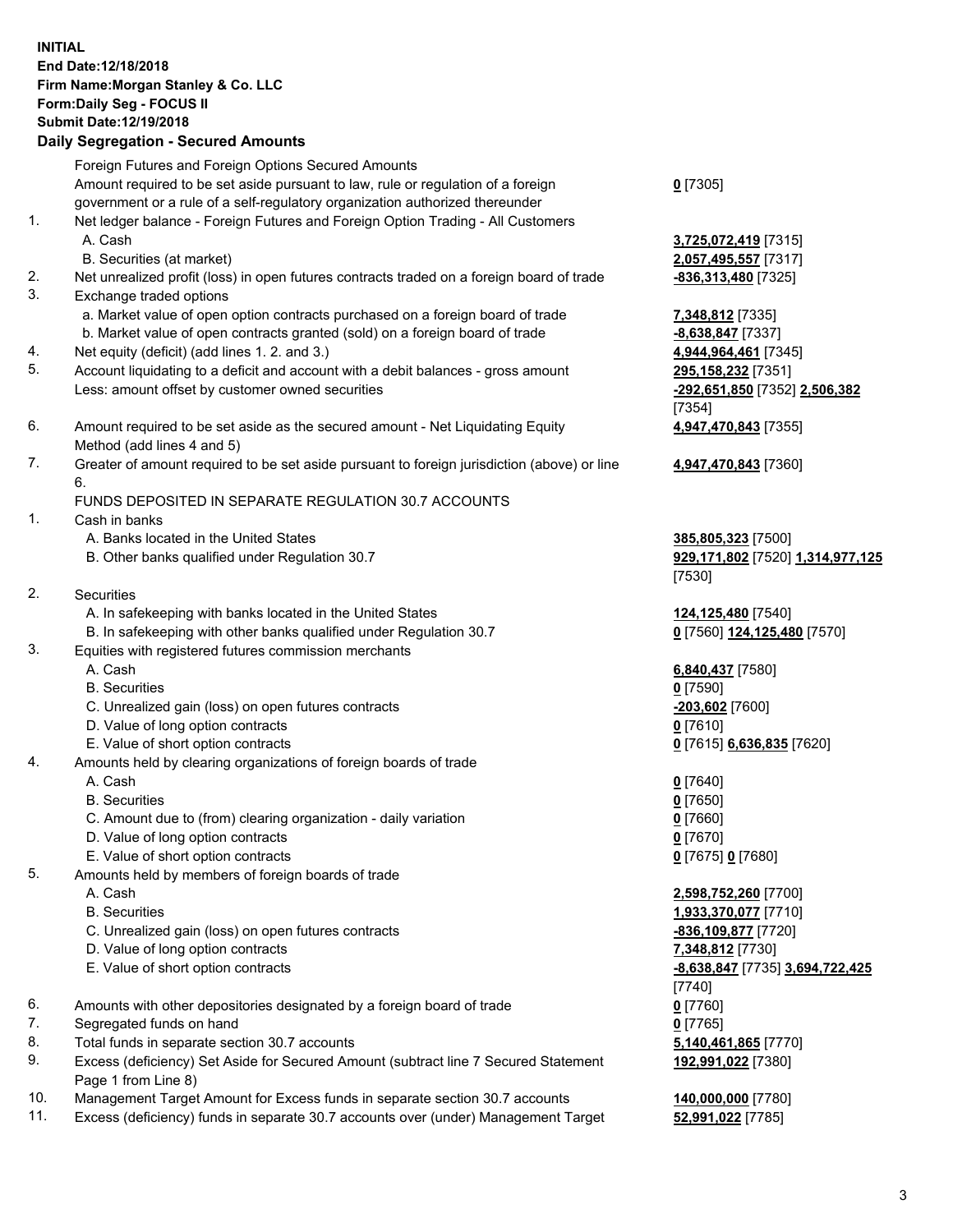**INITIAL**
**End Date:12/18/2018**
**Firm Name:Morgan Stanley & Co. LLC**
**Form:Daily Seg - FOCUS II**
**Submit Date:12/19/2018**
**Daily Segregation - Secured Amounts**

| | | |
|---|---|---|
| | Foreign Futures and Foreign Options Secured Amounts | |
| | Amount required to be set aside pursuant to law, rule or regulation of a foreign government or a rule of a self-regulatory organization authorized thereunder | 0 [7305] |
| 1. | Net ledger balance - Foreign Futures and Foreign Option Trading - All Customers | |
| | A. Cash | 3,725,072,419 [7315] |
| | B. Securities (at market) | 2,057,495,557 [7317] |
| 2. | Net unrealized profit (loss) in open futures contracts traded on a foreign board of trade | -836,313,480 [7325] |
| 3. | Exchange traded options | |
| | a. Market value of open option contracts purchased on a foreign board of trade | 7,348,812 [7335] |
| | b. Market value of open contracts granted (sold) on a foreign board of trade | -8,638,847 [7337] |
| 4. | Net equity (deficit) (add lines 1. 2. and 3.) | 4,944,964,461 [7345] |
| 5. | Account liquidating to a deficit and account with a debit balances - gross amount | 295,158,232 [7351] |
| | Less: amount offset by customer owned securities | -292,651,850 [7352] 2,506,382 [7354] |
| 6. | Amount required to be set aside as the secured amount - Net Liquidating Equity Method (add lines 4 and 5) | 4,947,470,843 [7355] |
| 7. | Greater of amount required to be set aside pursuant to foreign jurisdiction (above) or line 6. | 4,947,470,843 [7360] |
| | FUNDS DEPOSITED IN SEPARATE REGULATION 30.7 ACCOUNTS | |
| 1. | Cash in banks | |
| | A. Banks located in the United States | 385,805,323 [7500] |
| | B. Other banks qualified under Regulation 30.7 | 929,171,802 [7520] 1,314,977,125 [7530] |
| 2. | Securities | |
| | A. In safekeeping with banks located in the United States | 124,125,480 [7540] |
| | B. In safekeeping with other banks qualified under Regulation 30.7 | 0 [7560] 124,125,480 [7570] |
| 3. | Equities with registered futures commission merchants | |
| | A. Cash | 6,840,437 [7580] |
| | B. Securities | 0 [7590] |
| | C. Unrealized gain (loss) on open futures contracts | -203,602 [7600] |
| | D. Value of long option contracts | 0 [7610] |
| | E. Value of short option contracts | 0 [7615] 6,636,835 [7620] |
| 4. | Amounts held by clearing organizations of foreign boards of trade | |
| | A. Cash | 0 [7640] |
| | B. Securities | 0 [7650] |
| | C. Amount due to (from) clearing organization - daily variation | 0 [7660] |
| | D. Value of long option contracts | 0 [7670] |
| | E. Value of short option contracts | 0 [7675] 0 [7680] |
| 5. | Amounts held by members of foreign boards of trade | |
| | A. Cash | 2,598,752,260 [7700] |
| | B. Securities | 1,933,370,077 [7710] |
| | C. Unrealized gain (loss) on open futures contracts | -836,109,877 [7720] |
| | D. Value of long option contracts | 7,348,812 [7730] |
| | E. Value of short option contracts | -8,638,847 [7735] 3,694,722,425 [7740] |
| 6. | Amounts with other depositories designated by a foreign board of trade | 0 [7760] |
| 7. | Segregated funds on hand | 0 [7765] |
| 8. | Total funds in separate section 30.7 accounts | 5,140,461,865 [7770] |
| 9. | Excess (deficiency) Set Aside for Secured Amount (subtract line 7 Secured Statement Page 1 from Line 8) | 192,991,022 [7380] |
| 10. | Management Target Amount for Excess funds in separate section 30.7 accounts | 140,000,000 [7780] |
| 11. | Excess (deficiency) funds in separate 30.7 accounts over (under) Management Target | 52,991,022 [7785] |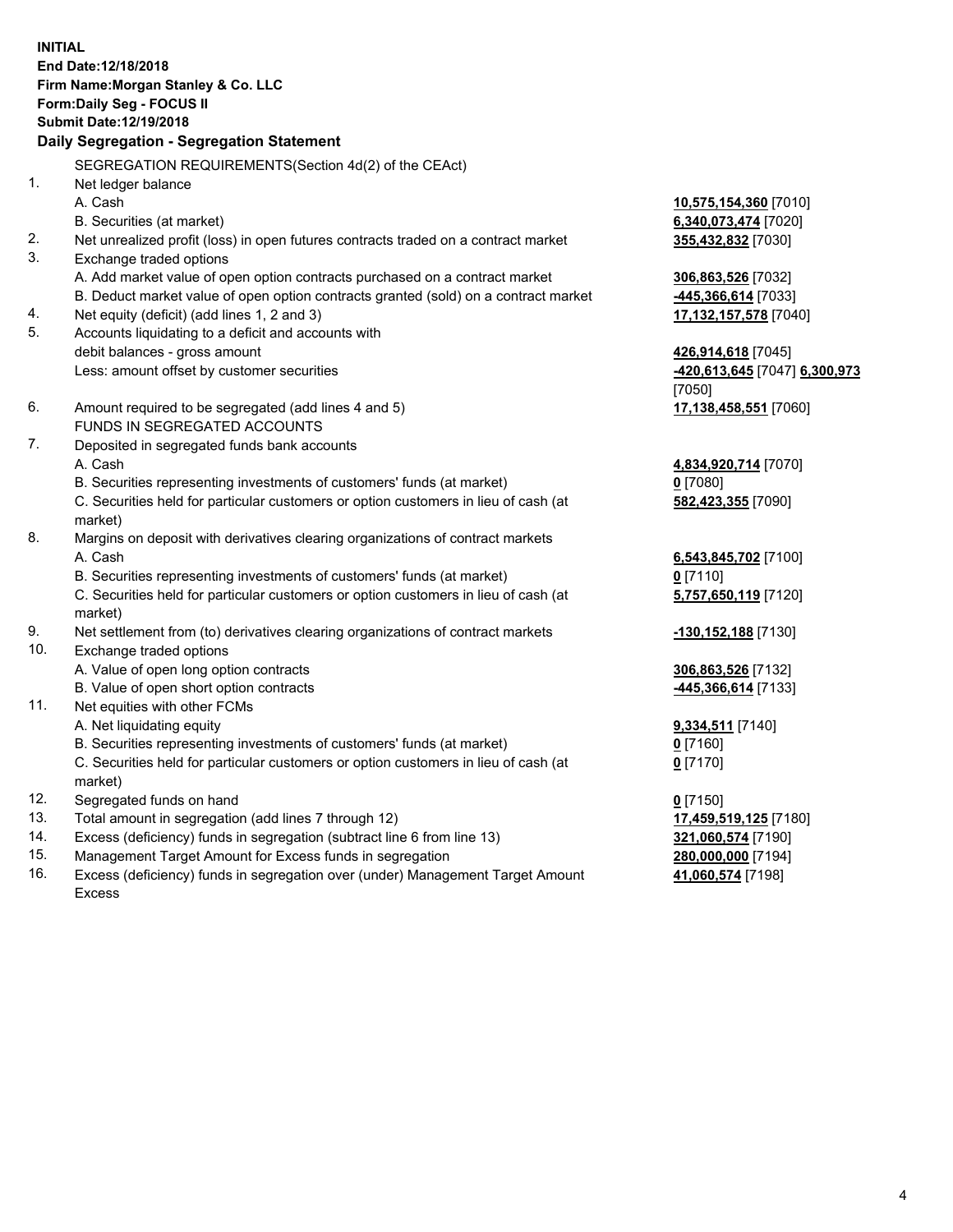**INITIAL**
**End Date:12/18/2018**
**Firm Name:Morgan Stanley & Co. LLC**
**Form:Daily Seg - FOCUS II**
**Submit Date:12/19/2018**

**Daily Segregation - Segregation Statement**

| | | |
|---|---|---|
| | SEGREGATION REQUIREMENTS(Section 4d(2) of the CEAct) | |
| 1. | Net ledger balance | |
| | A. Cash | **10,575,154,360** [7010] |
| | B. Securities (at market) | **6,340,073,474** [7020] |
| 2. | Net unrealized profit (loss) in open futures contracts traded on a contract market | **355,432,832** [7030] |
| 3. | Exchange traded options | |
| | A. Add market value of open option contracts purchased on a contract market | **306,863,526** [7032] |
| | B. Deduct market value of open option contracts granted (sold) on a contract market | **-445,366,614** [7033] |
| 4. | Net equity (deficit) (add lines 1, 2 and 3) | **17,132,157,578** [7040] |
| 5. | Accounts liquidating to a deficit and accounts with debit balances - gross amount | **426,914,618** [7045] |
| | Less: amount offset by customer securities | **-420,613,645** [7047] **6,300,973** [7050] |
| 6. | Amount required to be segregated (add lines 4 and 5) | **17,138,458,551** [7060] |
| | FUNDS IN SEGREGATED ACCOUNTS | |
| 7. | Deposited in segregated funds bank accounts | |
| | A. Cash | **4,834,920,714** [7070] |
| | B. Securities representing investments of customers' funds (at market) | **0** [7080] |
| | C. Securities held for particular customers or option customers in lieu of cash (at market) | **582,423,355** [7090] |
| 8. | Margins on deposit with derivatives clearing organizations of contract markets | |
| | A. Cash | **6,543,845,702** [7100] |
| | B. Securities representing investments of customers' funds (at market) | **0** [7110] |
| | C. Securities held for particular customers or option customers in lieu of cash (at market) | **5,757,650,119** [7120] |
| 9. | Net settlement from (to) derivatives clearing organizations of contract markets | **-130,152,188** [7130] |
| 10. | Exchange traded options | |
| | A. Value of open long option contracts | **306,863,526** [7132] |
| | B. Value of open short option contracts | **-445,366,614** [7133] |
| 11. | Net equities with other FCMs | |
| | A. Net liquidating equity | **9,334,511** [7140] |
| | B. Securities representing investments of customers' funds (at market) | **0** [7160] |
| | C. Securities held for particular customers or option customers in lieu of cash (at market) | **0** [7170] |
| 12. | Segregated funds on hand | **0** [7150] |
| 13. | Total amount in segregation (add lines 7 through 12) | **17,459,519,125** [7180] |
| 14. | Excess (deficiency) funds in segregation (subtract line 6 from line 13) | **321,060,574** [7190] |
| 15. | Management Target Amount for Excess funds in segregation | **280,000,000** [7194] |
| 16. | Excess (deficiency) funds in segregation over (under) Management Target Amount Excess | **41,060,574** [7198] |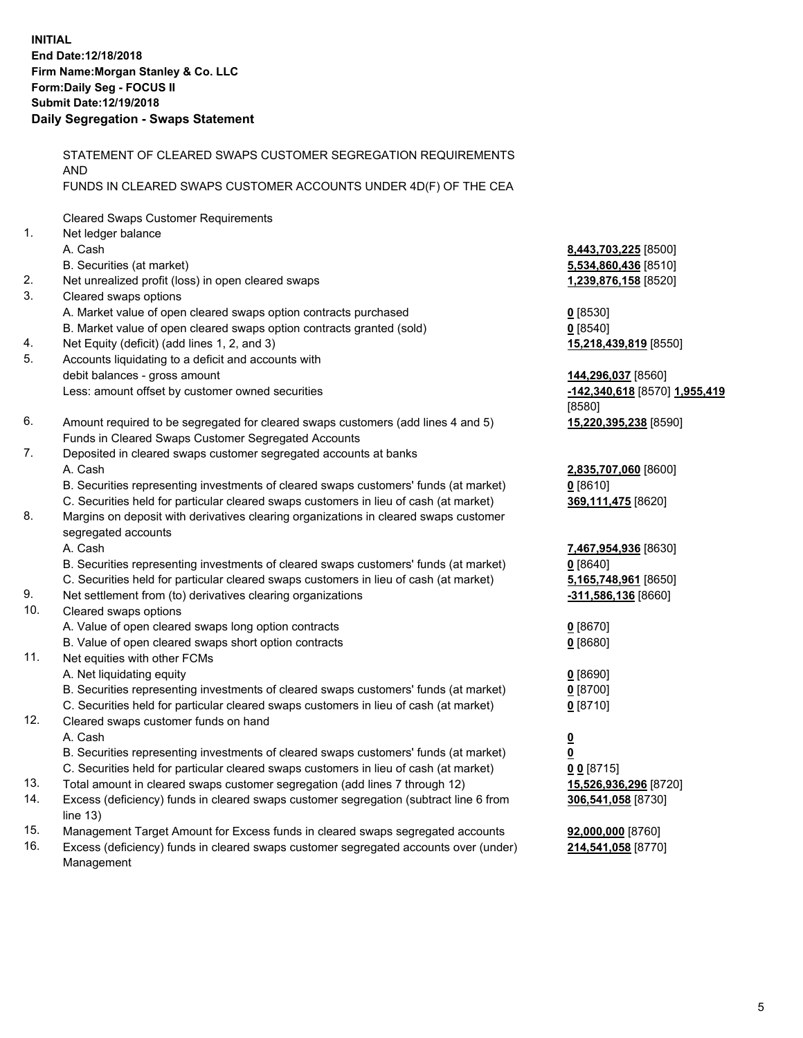**INITIAL**
**End Date:12/18/2018**
**Firm Name:Morgan Stanley & Co. LLC**
**Form:Daily Seg - FOCUS II**
**Submit Date:12/19/2018**
**Daily Segregation - Swaps Statement**

STATEMENT OF CLEARED SWAPS CUSTOMER SEGREGATION REQUIREMENTS AND FUNDS IN CLEARED SWAPS CUSTOMER ACCOUNTS UNDER 4D(F) OF THE CEA

| | | |
|---|---|---|
| | Cleared Swaps Customer Requirements | |
| 1. | Net ledger balance | |
| | A. Cash | **8,443,703,225** [8500] |
| | B. Securities (at market) | **5,534,860,436** [8510] |
| 2. | Net unrealized profit (loss) in open cleared swaps | **1,239,876,158** [8520] |
| 3. | Cleared swaps options | |
| | A. Market value of open cleared swaps option contracts purchased | **0** [8530] |
| | B. Market value of open cleared swaps option contracts granted (sold) | **0** [8540] |
| 4. | Net Equity (deficit) (add lines 1, 2, and 3) | **15,218,439,819** [8550] |
| 5. | Accounts liquidating to a deficit and accounts with debit balances - gross amount | **144,296,037** [8560] |
| | Less: amount offset by customer owned securities | **-142,340,618** [8570] **1,955,419** [8580] |
| 6. | Amount required to be segregated for cleared swaps customers (add lines 4 and 5) | **15,220,395,238** [8590] |
| | Funds in Cleared Swaps Customer Segregated Accounts | |
| 7. | Deposited in cleared swaps customer segregated accounts at banks | |
| | A. Cash | **2,835,707,060** [8600] |
| | B. Securities representing investments of cleared swaps customers' funds (at market) | **0** [8610] |
| | C. Securities held for particular cleared swaps customers in lieu of cash (at market) | **369,111,475** [8620] |
| 8. | Margins on deposit with derivatives clearing organizations in cleared swaps customer segregated accounts | |
| | A. Cash | **7,467,954,936** [8630] |
| | B. Securities representing investments of cleared swaps customers' funds (at market) | **0** [8640] |
| | C. Securities held for particular cleared swaps customers in lieu of cash (at market) | **5,165,748,961** [8650] |
| 9. | Net settlement from (to) derivatives clearing organizations | **-311,586,136** [8660] |
| 10. | Cleared swaps options | |
| | A. Value of open cleared swaps long option contracts | **0** [8670] |
| | B. Value of open cleared swaps short option contracts | **0** [8680] |
| 11. | Net equities with other FCMs | |
| | A. Net liquidating equity | **0** [8690] |
| | B. Securities representing investments of cleared swaps customers' funds (at market) | **0** [8700] |
| | C. Securities held for particular cleared swaps customers in lieu of cash (at market) | **0** [8710] |
| 12. | Cleared swaps customer funds on hand | |
| | A. Cash | **0** |
| | B. Securities representing investments of cleared swaps customers' funds (at market) | **0** |
| | C. Securities held for particular cleared swaps customers in lieu of cash (at market) | **0** **0** [8715] |
| 13. | Total amount in cleared swaps customer segregation (add lines 7 through 12) | **15,526,936,296** [8720] |
| 14. | Excess (deficiency) funds in cleared swaps customer segregation (subtract line 6 from line 13) | **306,541,058** [8730] |
| 15. | Management Target Amount for Excess funds in cleared swaps segregated accounts | **92,000,000** [8760] |
| 16. | Excess (deficiency) funds in cleared swaps customer segregated accounts over (under) Management | **214,541,058** [8770] |